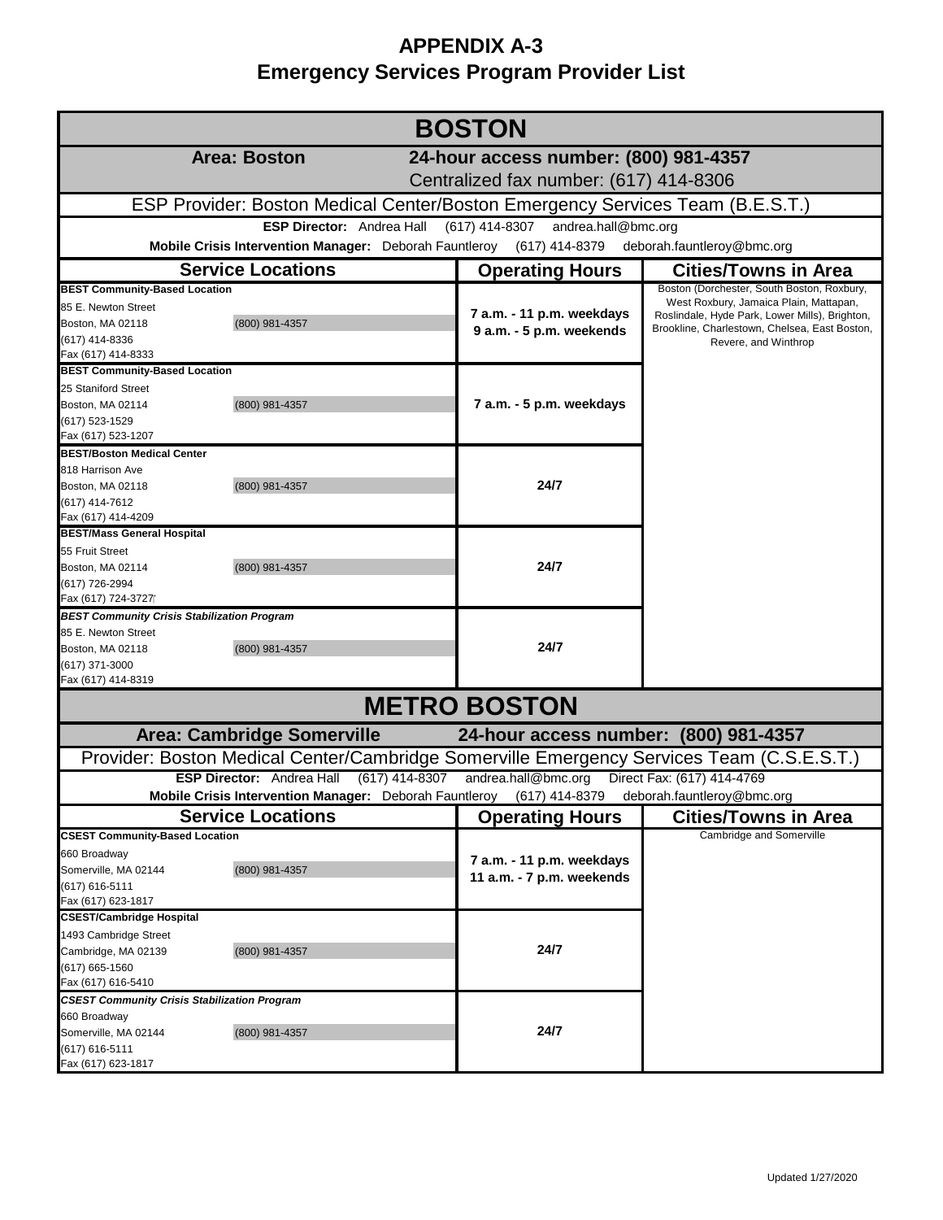# APPENDIX A-3
# Emergency Services Program Provider List

## BOSTON

**Area: Boston** — **24-hour access number: (800) 981-4357**

Centralized fax number: (617) 414-8306

ESP Provider: Boston Medical Center/Boston Emergency Services Team (B.E.S.T.)

**ESP Director:** Andrea Hall (617) 414-8307 andrea.hall@bmc.org

**Mobile Crisis Intervention Manager:** Deborah Fauntleroy (617) 414-8379 deborah.fauntleroy@bmc.org

| Service Locations | Operating Hours | Cities/Towns in Area |
|---|---|---|
| **BEST Community-Based Location**<br>85 E. Newton Street<br>Boston, MA 02118 (800) 981-4357<br>(617) 414-8336<br>Fax (617) 414-8333 | **7 a.m. - 11 p.m. weekdays<br>9 a.m. - 5 p.m. weekends** | Boston (Dorchester, South Boston, Roxbury, West Roxbury, Jamaica Plain, Mattapan, Roslindale, Hyde Park, Lower Mills), Brighton, Brookline, Charlestown, Chelsea, East Boston, Revere, and Winthrop |
| **BEST Community-Based Location**<br>25 Staniford Street<br>Boston, MA 02114 (800) 981-4357<br>(617) 523-1529<br>Fax (617) 523-1207 | **7 a.m. - 5 p.m. weekdays** | |
| **BEST/Boston Medical Center**<br>818 Harrison Ave<br>Boston, MA 02118 (800) 981-4357<br>(617) 414-7612<br>Fax (617) 414-4209 | **24/7** | |
| **BEST/Mass General Hospital**<br>55 Fruit Street<br>Boston, MA 02114 (800) 981-4357<br>(617) 726-2994<br>Fax (617) 724-3727 | **24/7** | |
| ***BEST Community Crisis Stabilization Program***<br>85 E. Newton Street<br>Boston, MA 02118 (800) 981-4357<br>(617) 371-3000<br>Fax (617) 414-8319 | **24/7** | |

## METRO BOSTON

**Area: Cambridge Somerville** — **24-hour access number: (800) 981-4357**

Provider: Boston Medical Center/Cambridge Somerville Emergency Services Team (C.S.E.S.T.)

**ESP Director:** Andrea Hall (617) 414-8307 andrea.hall@bmc.org Direct Fax: (617) 414-4769

**Mobile Crisis Intervention Manager:** Deborah Fauntleroy (617) 414-8379 deborah.fauntleroy@bmc.org

| Service Locations | Operating Hours | Cities/Towns in Area |
|---|---|---|
| **CSEST Community-Based Location**<br>660 Broadway<br>Somerville, MA 02144 (800) 981-4357<br>(617) 616-5111<br>Fax (617) 623-1817 | **7 a.m. - 11 p.m. weekdays<br>11 a.m. - 7 p.m. weekends** | Cambridge and Somerville |
| **CSEST/Cambridge Hospital**<br>1493 Cambridge Street<br>Cambridge, MA 02139 (800) 981-4357<br>(617) 665-1560<br>Fax (617) 616-5410 | **24/7** | |
| ***CSEST Community Crisis Stabilization Program***<br>660 Broadway<br>Somerville, MA 02144 (800) 981-4357<br>(617) 616-5111<br>Fax (617) 623-1817 | **24/7** | |

Updated 1/27/2020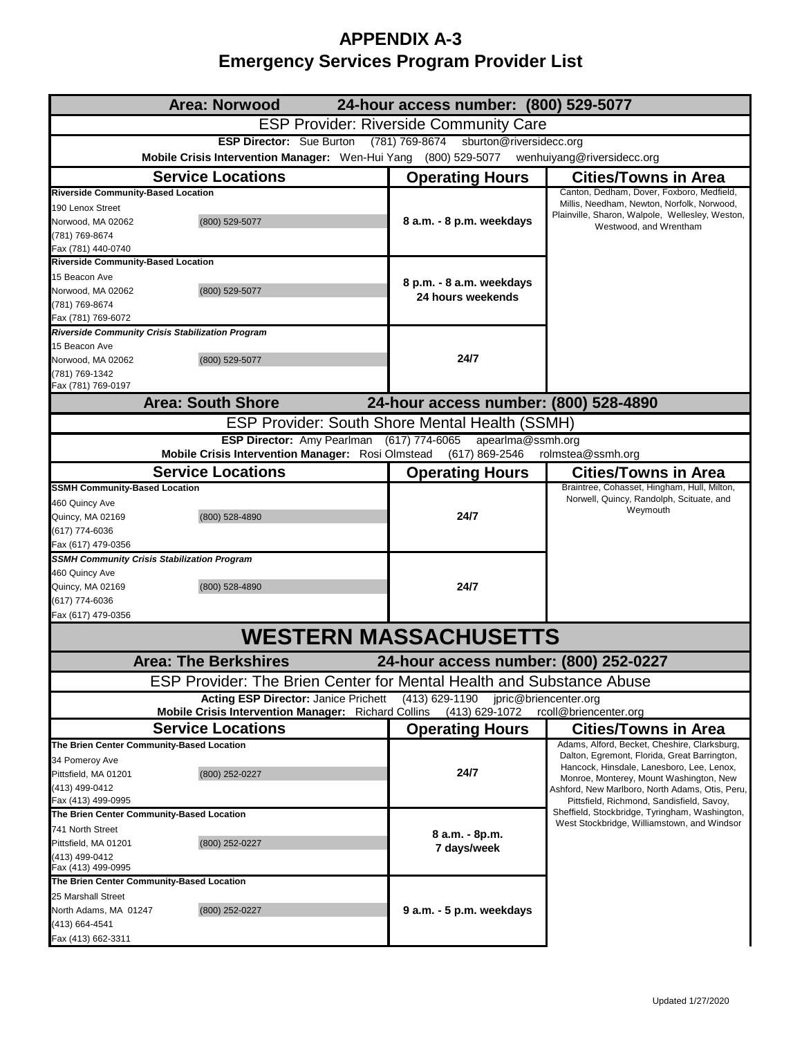# APPENDIX A-3
# Emergency Services Program Provider List

## Area: Norwood — 24-hour access number: (800) 529-5077

**ESP Provider: Riverside Community Care**

**ESP Director:** Sue Burton (781) 769-8674 sburton@riversidecc.org

**Mobile Crisis Intervention Manager:** Wen-Hui Yang (800) 529-5077 wenhuiyang@riversidecc.org

| Service Locations | Operating Hours | Cities/Towns in Area |
|---|---|---|
| **Riverside Community-Based Location**<br>190 Lenox Street<br>Norwood, MA 02062 (800) 529-5077<br>(781) 769-8674<br>Fax (781) 440-0740 | **8 a.m. - 8 p.m. weekdays** | Canton, Dedham, Dover, Foxboro, Medfield, Millis, Needham, Newton, Norfolk, Norwood, Plainville, Sharon, Walpole, Wellesley, Weston, Westwood, and Wrentham |
| **Riverside Community-Based Location**<br>15 Beacon Ave<br>Norwood, MA 02062 (800) 529-5077<br>(781) 769-8674<br>Fax (781) 769-6072 | **8 p.m. - 8 a.m. weekdays<br>24 hours weekends** | |
| ***Riverside Community Crisis Stabilization Program***<br>15 Beacon Ave<br>Norwood, MA 02062 (800) 529-5077<br>(781) 769-1342<br>Fax (781) 769-0197 | **24/7** | |

## Area: South Shore — 24-hour access number: (800) 528-4890

**ESP Provider: South Shore Mental Health (SSMH)**

**ESP Director:** Amy Pearlman (617) 774-6065 apearlma@ssmh.org

**Mobile Crisis Intervention Manager:** Rosi Olmstead (617) 869-2546 rolmstea@ssmh.org

| Service Locations | Operating Hours | Cities/Towns in Area |
|---|---|---|
| **SSMH Community-Based Location**<br>460 Quincy Ave<br>Quincy, MA 02169 (800) 528-4890<br>(617) 774-6036<br>Fax (617) 479-0356 | **24/7** | Braintree, Cohasset, Hingham, Hull, Milton, Norwell, Quincy, Randolph, Scituate, and Weymouth |
| ***SSMH Community Crisis Stabilization Program***<br>460 Quincy Ave<br>Quincy, MA 02169 (800) 528-4890<br>(617) 774-6036<br>Fax (617) 479-0356 | **24/7** | |

# WESTERN MASSACHUSETTS

## Area: The Berkshires — 24-hour access number: (800) 252-0227

**ESP Provider: The Brien Center for Mental Health and Substance Abuse**

**Acting ESP Director:** Janice Prichett (413) 629-1190 jpric@briencenter.org

**Mobile Crisis Intervention Manager:** Richard Collins (413) 629-1072 rcoll@briencenter.org

| Service Locations | Operating Hours | Cities/Towns in Area |
|---|---|---|
| **The Brien Center Community-Based Location**<br>34 Pomeroy Ave<br>Pittsfield, MA 01201 (800) 252-0227<br>(413) 499-0412<br>Fax (413) 499-0995 | **24/7** | Adams, Alford, Becket, Cheshire, Clarksburg, Dalton, Egremont, Florida, Great Barrington, Hancock, Hinsdale, Lanesboro, Lee, Lenox, Monroe, Monterey, Mount Washington, New Ashford, New Marlboro, North Adams, Otis, Peru, Pittsfield, Richmond, Sandisfield, Savoy, Sheffield, Stockbridge, Tyringham, Washington, West Stockbridge, Williamstown, and Windsor |
| **The Brien Center Community-Based Location**<br>741 North Street<br>Pittsfield, MA 01201 (800) 252-0227<br>(413) 499-0412<br>Fax (413) 499-0995 | **8 a.m. - 8p.m.<br>7 days/week** | |
| **The Brien Center Community-Based Location**<br>25 Marshall Street<br>North Adams, MA 01247 (800) 252-0227<br>(413) 664-4541<br>Fax (413) 662-3311 | **9 a.m. - 5 p.m. weekdays** | |

Updated 1/27/2020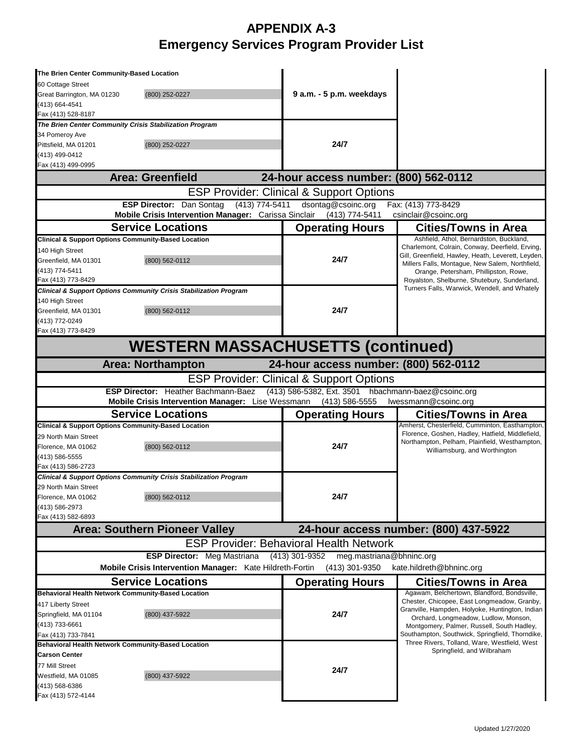# APPENDIX A-3
# Emergency Services Program Provider List

| | | |
|---|---|---|
| **The Brien Center Community-Based Location**<br>60 Cottage Street<br>Great Barrington, MA 01230 (800) 252-0227<br>(413) 664-4541<br>Fax (413) 528-8187 | **9 a.m. - 5 p.m. weekdays** | |
| ***The Brien Center Community Crisis Stabilization Program***<br>34 Pomeroy Ave<br>Pittsfield, MA 01201 (800) 252-0227<br>(413) 499-0412<br>Fax (413) 499-0995 | **24/7** | |

## Area: Greenfield — 24-hour access number: (800) 562-0112

### ESP Provider: Clinical & Support Options

**ESP Director:** Dan Sontag (413) 774-5411 dsontag@csoinc.org Fax: (413) 773-8429
**Mobile Crisis Intervention Manager:** Carissa Sinclair (413) 774-5411 csinclair@csoinc.org

| Service Locations | Operating Hours | Cities/Towns in Area |
|---|---|---|
| **Clinical & Support Options Community-Based Location**<br>140 High Street<br>Greenfield, MA 01301 (800) 562-0112<br>(413) 774-5411<br>Fax (413) 773-8429 | **24/7** | Ashfield, Athol, Bernardston, Buckland, Charlemont, Colrain, Conway, Deerfield, Erving, Gill, Greenfield, Hawley, Heath, Leverett, Leyden, Millers Falls, Montague, New Salem, Northfield, Orange, Petersham, Phillipston, Rowe, Royalston, Shelburne, Shutebury, Sunderland, Turners Falls, Warwick, Wendell, and Whately |
| ***Clinical & Support Options Community Crisis Stabilization Program***<br>140 High Street<br>Greenfield, MA 01301 (800) 562-0112<br>(413) 772-0249<br>Fax (413) 773-8429 | **24/7** | |

# WESTERN MASSACHUSETTS (continued)

## Area: Northampton — 24-hour access number: (800) 562-0112

### ESP Provider: Clinical & Support Options

**ESP Director:** Heather Bachmann-Baez (413) 586-5382, Ext. 3501 hbachmann-baez@csoinc.org
**Mobile Crisis Intervention Manager:** Lise Wessmann (413) 586-5555 lwessmann@csoinc.org

| Service Locations | Operating Hours | Cities/Towns in Area |
|---|---|---|
| **Clinical & Support Options Community-Based Location**<br>29 North Main Street<br>Florence, MA 01062 (800) 562-0112<br>(413) 586-5555<br>Fax (413) 586-2723 | **24/7** | Amherst, Chesterfield, Cumminton, Easthampton, Florence, Goshen, Hadley, Hatfield, Middlefield, Northampton, Pelham, Plainfield, Westhampton, Williamsburg, and Worthington |
| ***Clinical & Support Options Community Crisis Stabilization Program***<br>29 North Main Street<br>Florence, MA 01062 (800) 562-0112<br>(413) 586-2973<br>Fax (413) 582-6893 | **24/7** | |

## Area: Southern Pioneer Valley — 24-hour access number: (800) 437-5922

### ESP Provider: Behavioral Health Network

**ESP Director:** Meg Mastriana (413) 301-9352 meg.mastriana@bhninc.org
**Mobile Crisis Intervention Manager:** Kate Hildreth-Fortin (413) 301-9350 kate.hildreth@bhninc.org

| Service Locations | Operating Hours | Cities/Towns in Area |
|---|---|---|
| **Behavioral Health Network Community-Based Location**<br>417 Liberty Street<br>Springfield, MA 01104 (800) 437-5922<br>(413) 733-6661<br>Fax (413) 733-7841 | **24/7** | Agawam, Belchertown, Blandford, Bondsville, Chester, Chicopee, East Longmeadow, Granby, Granville, Hampden, Holyoke, Huntington, Indian Orchard, Longmeadow, Ludlow, Monson, Montgomery, Palmer, Russell, South Hadley, Southampton, Southwick, Springfield, Thorndike, Three Rivers, Tolland, Ware, Westfield, West Springfield, and Wilbraham |
| **Behavioral Health Network Community-Based Location**<br>**Carson Center**<br>77 Mill Street<br>Westfield, MA 01085 (800) 437-5922<br>(413) 568-6386<br>Fax (413) 572-4144 | **24/7** | |

Updated 1/27/2020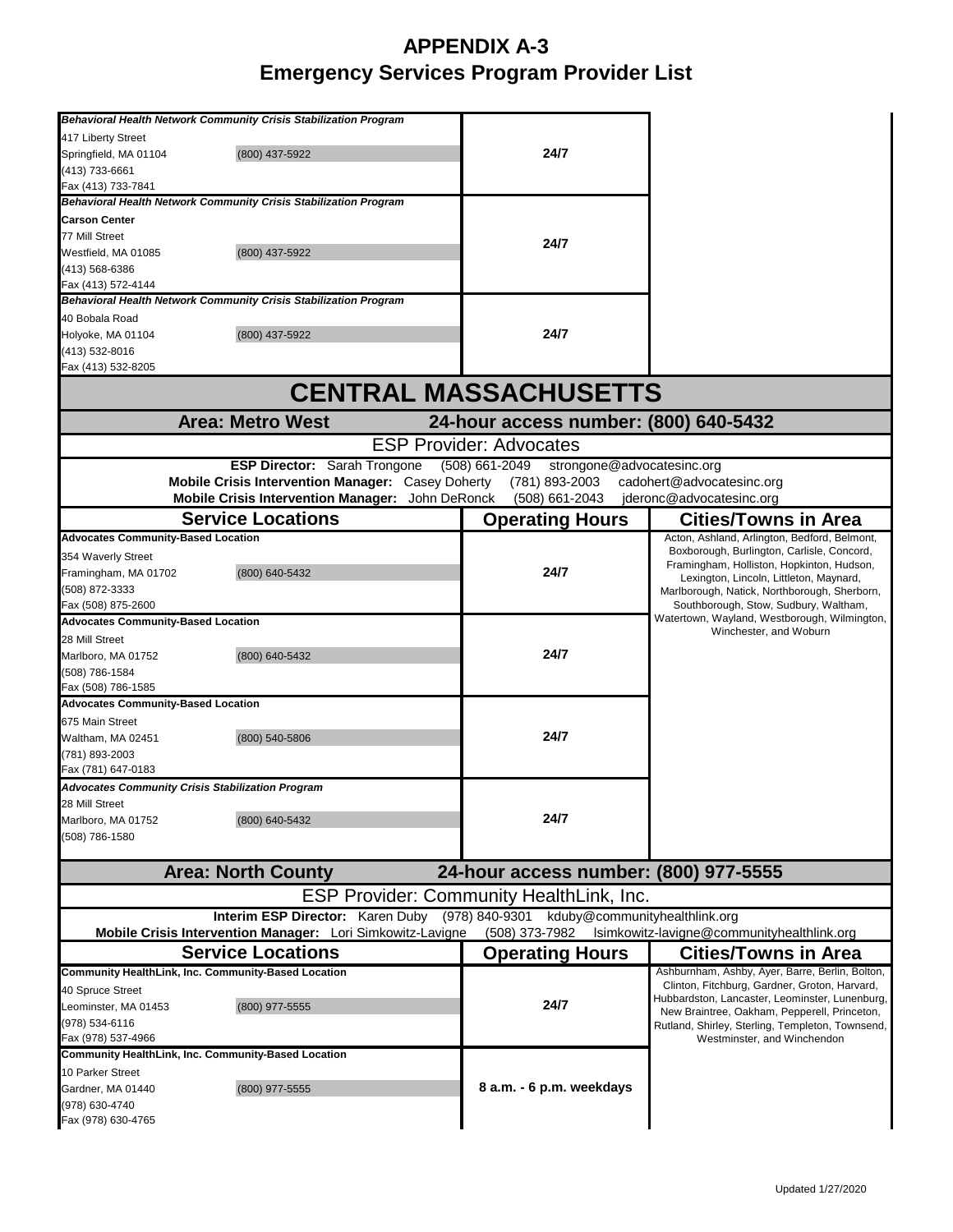# APPENDIX A-3
# Emergency Services Program Provider List

| | | |
|---|---|---|
| ***Behavioral Health Network Community Crisis Stabilization Program***<br>417 Liberty Street<br>Springfield, MA 01104 (800) 437-5922<br>(413) 733-6661<br>Fax (413) 733-7841 | **24/7** | |
| ***Behavioral Health Network Community Crisis Stabilization Program***<br>**Carson Center**<br>77 Mill Street<br>Westfield, MA 01085 (800) 437-5922<br>(413) 568-6386<br>Fax (413) 572-4144 | **24/7** | |
| ***Behavioral Health Network Community Crisis Stabilization Program***<br>40 Bobala Road<br>Holyoke, MA 01104 (800) 437-5922<br>(413) 532-8016<br>Fax (413) 532-8205 | **24/7** | |

## CENTRAL MASSACHUSETTS

### Area: Metro West — 24-hour access number: (800) 640-5432

ESP Provider: Advocates

**ESP Director:** Sarah Trongone (508) 661-2049 strongone@advocatesinc.org
**Mobile Crisis Intervention Manager:** Casey Doherty (781) 893-2003 cadohert@advocatesinc.org
**Mobile Crisis Intervention Manager:** John DeRonck (508) 661-2043 jderonc@advocatesinc.org

| Service Locations | Operating Hours | Cities/Towns in Area |
|---|---|---|
| **Advocates Community-Based Location**<br>354 Waverly Street<br>Framingham, MA 01702 (800) 640-5432<br>(508) 872-3333<br>Fax (508) 875-2600 | **24/7** | Acton, Ashland, Arlington, Bedford, Belmont, Boxborough, Burlington, Carlisle, Concord, Framingham, Holliston, Hopkinton, Hudson, Lexington, Lincoln, Littleton, Maynard, Marlborough, Natick, Northborough, Sherborn, Southborough, Stow, Sudbury, Waltham, Watertown, Wayland, Westborough, Wilmington, Winchester, and Woburn |
| **Advocates Community-Based Location**<br>28 Mill Street<br>Marlboro, MA 01752 (800) 640-5432<br>(508) 786-1584<br>Fax (508) 786-1585 | **24/7** | |
| **Advocates Community-Based Location**<br>675 Main Street<br>Waltham, MA 02451 (800) 540-5806<br>(781) 893-2003<br>Fax (781) 647-0183 | **24/7** | |
| ***Advocates Community Crisis Stabilization Program***<br>28 Mill Street<br>Marlboro, MA 01752 (800) 640-5432<br>(508) 786-1580 | **24/7** | |

### Area: North County — 24-hour access number: (800) 977-5555

ESP Provider: Community HealthLink, Inc.

**Interim ESP Director:** Karen Duby (978) 840-9301 kduby@communityhealthlink.org
**Mobile Crisis Intervention Manager:** Lori Simkowitz-Lavigne (508) 373-7982 lsimkowitz-lavigne@communityhealthlink.org

| Service Locations | Operating Hours | Cities/Towns in Area |
|---|---|---|
| **Community HealthLink, Inc. Community-Based Location**<br>40 Spruce Street<br>Leominster, MA 01453 (800) 977-5555<br>(978) 534-6116<br>Fax (978) 537-4966 | **24/7** | Ashburnham, Ashby, Ayer, Barre, Berlin, Bolton, Clinton, Fitchburg, Gardner, Groton, Harvard, Hubbardston, Lancaster, Leominster, Lunenburg, New Braintree, Oakham, Pepperell, Princeton, Rutland, Shirley, Sterling, Templeton, Townsend, Westminster, and Winchendon |
| **Community HealthLink, Inc. Community-Based Location**<br>10 Parker Street<br>Gardner, MA 01440 (800) 977-5555<br>(978) 630-4740<br>Fax (978) 630-4765 | **8 a.m. - 6 p.m. weekdays** | |

Updated 1/27/2020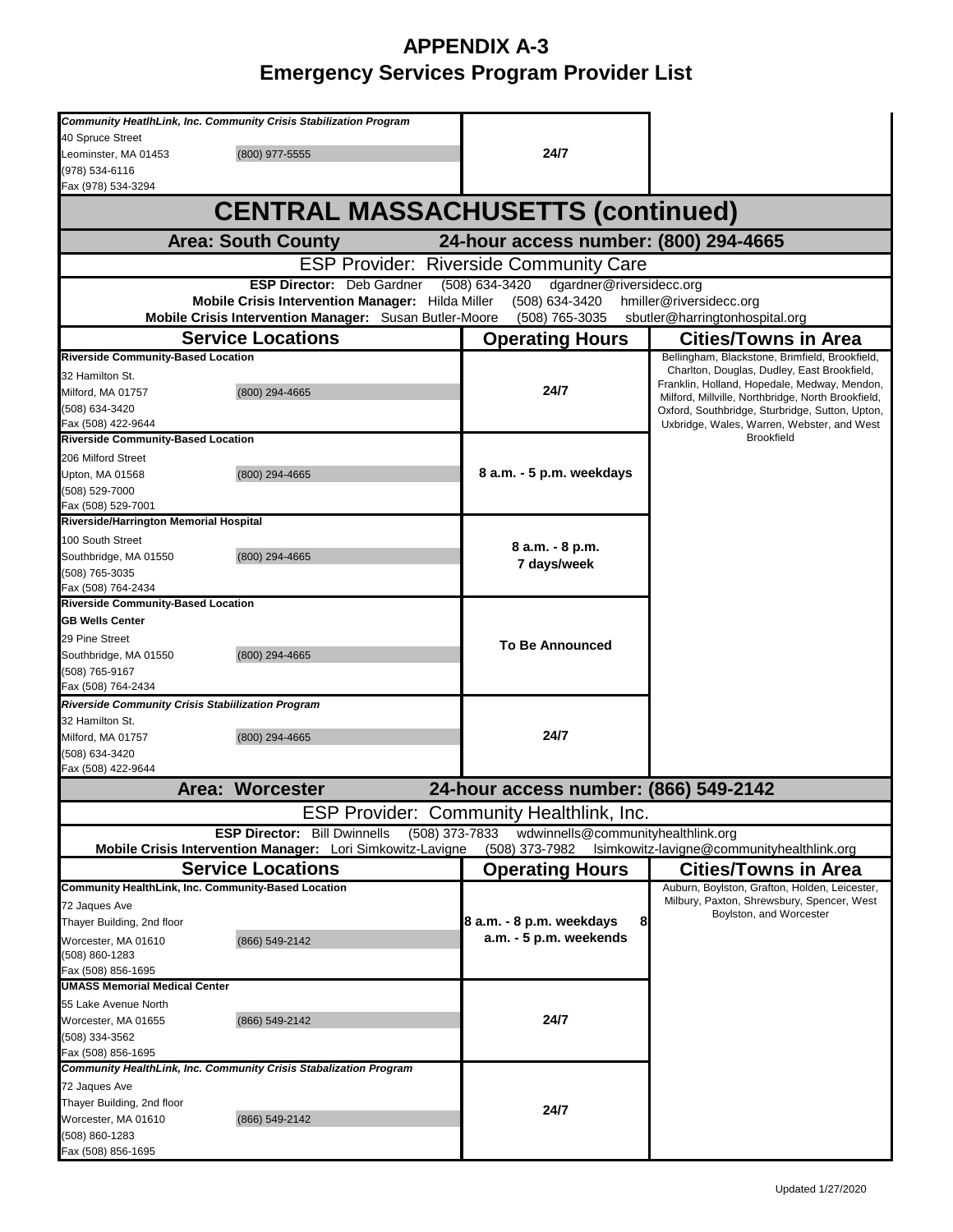# APPENDIX A-3
# Emergency Services Program Provider List

| | | |
|---|---|---|
| ***Community HeatlhLink, Inc. Community Crisis Stabilization Program***<br>40 Spruce Street<br>Leominster, MA 01453 (800) 977-5555<br>(978) 534-6116<br>Fax (978) 534-3294 | **24/7** | |

## CENTRAL MASSACHUSETTS (continued)

### Area: South County — 24-hour access number: (800) 294-4665

ESP Provider: Riverside Community Care

**ESP Director:** Deb Gardner (508) 634-3420 dgardner@riversidecc.org
**Mobile Crisis Intervention Manager:** Hilda Miller (508) 634-3420 hmiller@riversidecc.org
**Mobile Crisis Intervention Manager:** Susan Butler-Moore (508) 765-3035 sbutler@harringtonhospital.org

| Service Locations | Operating Hours | Cities/Towns in Area |
|---|---|---|
| **Riverside Community-Based Location**<br>32 Hamilton St.<br>Milford, MA 01757 (800) 294-4665<br>(508) 634-3420<br>Fax (508) 422-9644 | **24/7** | Bellingham, Blackstone, Brimfield, Brookfield, Charlton, Douglas, Dudley, East Brookfield, Franklin, Holland, Hopedale, Medway, Mendon, Milford, Millville, Northbridge, North Brookfield, Oxford, Southbridge, Sturbridge, Sutton, Upton, Uxbridge, Wales, Warren, Webster, and West Brookfield |
| **Riverside Community-Based Location**<br>206 Milford Street<br>Upton, MA 01568 (800) 294-4665<br>(508) 529-7000<br>Fax (508) 529-7001 | **8 a.m. - 5 p.m. weekdays** | |
| **Riverside/Harrington Memorial Hospital**<br>100 South Street<br>Southbridge, MA 01550 (800) 294-4665<br>(508) 765-3035<br>Fax (508) 764-2434 | **8 a.m. - 8 p.m. 7 days/week** | |
| **Riverside Community-Based Location**<br>**GB Wells Center**<br>29 Pine Street<br>Southbridge, MA 01550 (800) 294-4665<br>(508) 765-9167<br>Fax (508) 764-2434 | **To Be Announced** | |
| ***Riverside Community Crisis Stabiilization Program***<br>32 Hamilton St.<br>Milford, MA 01757 (800) 294-4665<br>(508) 634-3420<br>Fax (508) 422-9644 | **24/7** | |

### Area: Worcester — 24-hour access number: (866) 549-2142

ESP Provider: Community Healthlink, Inc.

**ESP Director:** Bill Dwinnells (508) 373-7833 wdwinnells@communityhealthlink.org
**Mobile Crisis Intervention Manager:** Lori Simkowitz-Lavigne (508) 373-7982 lsimkowitz-lavigne@communityhealthlink.org

| Service Locations | Operating Hours | Cities/Towns in Area |
|---|---|---|
| **Community HealthLink, Inc. Community-Based Location**<br>72 Jaques Ave<br>Thayer Building, 2nd floor<br>Worcester, MA 01610 (866) 549-2142<br>(508) 860-1283<br>Fax (508) 856-1695 | **8 a.m. - 8 p.m. weekdays 8 a.m. - 5 p.m. weekends** | Auburn, Boylston, Grafton, Holden, Leicester, Milbury, Paxton, Shrewsbury, Spencer, West Boylston, and Worcester |
| **UMASS Memorial Medical Center**<br>55 Lake Avenue North<br>Worcester, MA 01655 (866) 549-2142<br>(508) 334-3562<br>Fax (508) 856-1695 | **24/7** | |
| ***Community HealthLink, Inc. Community Crisis Stabalization Program***<br>72 Jaques Ave<br>Thayer Building, 2nd floor<br>Worcester, MA 01610 (866) 549-2142<br>(508) 860-1283<br>Fax (508) 856-1695 | **24/7** | |

Updated 1/27/2020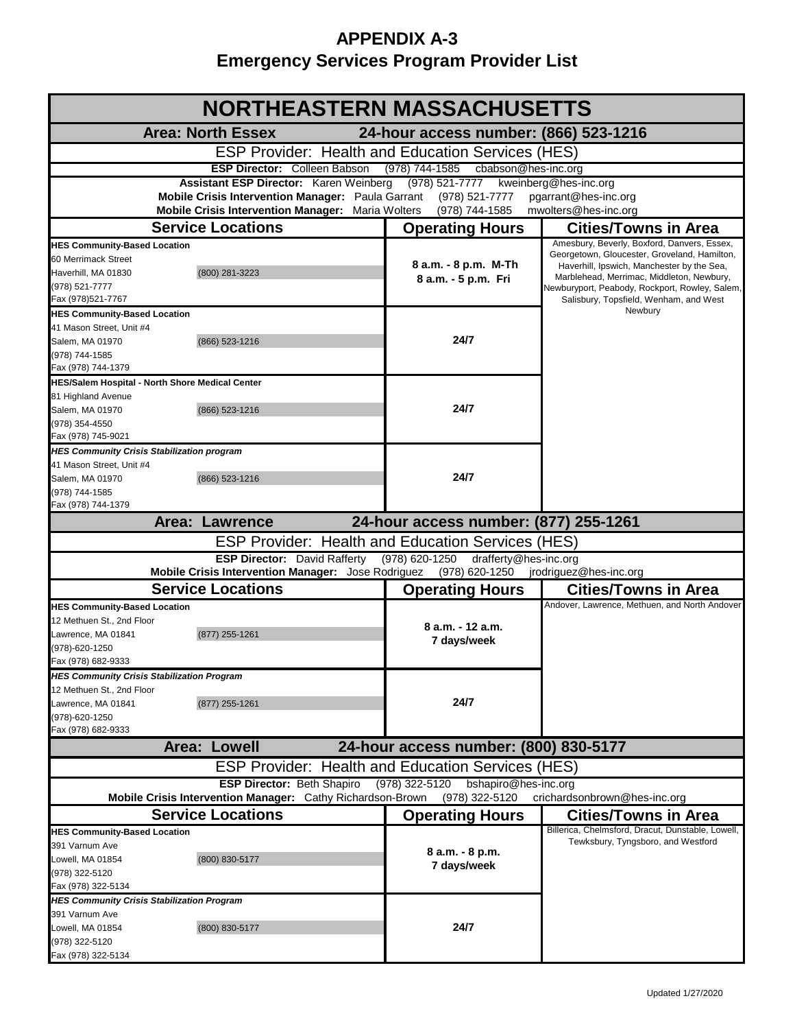# APPENDIX A-3
# Emergency Services Program Provider List

## NORTHEASTERN MASSACHUSETTS

### Area: North Essex — 24-hour access number: (866) 523-1216

ESP Provider: Health and Education Services (HES)

**ESP Director:** Colleen Babson (978) 744-1585 cbabson@hes-inc.org
**Assistant ESP Director:** Karen Weinberg (978) 521-7777 kweinberg@hes-inc.org
**Mobile Crisis Intervention Manager:** Paula Garrant (978) 521-7777 pgarrant@hes-inc.org
**Mobile Crisis Intervention Manager:** Maria Wolters (978) 744-1585 mwolters@hes-inc.org

| Service Locations | Operating Hours | Cities/Towns in Area |
|---|---|---|
| **HES Community-Based Location**<br>60 Merrimack Street<br>Haverhill, MA 01830 (800) 281-3223<br>(978) 521-7777<br>Fax (978)521-7767 | 8 a.m. - 8 p.m. M-Th<br>8 a.m. - 5 p.m. Fri | Amesbury, Beverly, Boxford, Danvers, Essex, Georgetown, Gloucester, Groveland, Hamilton, Haverhill, Ipswich, Manchester by the Sea, Marblehead, Merrimac, Middleton, Newbury, Newburyport, Peabody, Rockport, Rowley, Salem, Salisbury, Topsfield, Wenham, and West Newbury |
| **HES Community-Based Location**<br>41 Mason Street, Unit #4<br>Salem, MA 01970 (866) 523-1216<br>(978) 744-1585<br>Fax (978) 744-1379 | 24/7 | |
| **HES/Salem Hospital - North Shore Medical Center**<br>81 Highland Avenue<br>Salem, MA 01970 (866) 523-1216<br>(978) 354-4550<br>Fax (978) 745-9021 | 24/7 | |
| ***HES Community Crisis Stabilization program***<br>41 Mason Street, Unit #4<br>Salem, MA 01970 (866) 523-1216<br>(978) 744-1585<br>Fax (978) 744-1379 | 24/7 | |

### Area: Lawrence — 24-hour access number: (877) 255-1261

ESP Provider: Health and Education Services (HES)

**ESP Director:** David Rafferty (978) 620-1250 drafferty@hes-inc.org
**Mobile Crisis Intervention Manager:** Jose Rodriguez (978) 620-1250 jrodriguez@hes-inc.org

| Service Locations | Operating Hours | Cities/Towns in Area |
|---|---|---|
| **HES Community-Based Location**<br>12 Methuen St., 2nd Floor<br>Lawrence, MA 01841 (877) 255-1261<br>(978)-620-1250<br>Fax (978) 682-9333 | 8 a.m. - 12 a.m.<br>7 days/week | Andover, Lawrence, Methuen, and North Andover |
| ***HES Community Crisis Stabilization Program***<br>12 Methuen St., 2nd Floor<br>Lawrence, MA 01841 (877) 255-1261<br>(978)-620-1250<br>Fax (978) 682-9333 | 24/7 | |

### Area: Lowell — 24-hour access number: (800) 830-5177

ESP Provider: Health and Education Services (HES)

**ESP Director:** Beth Shapiro (978) 322-5120 bshapiro@hes-inc.org
**Mobile Crisis Intervention Manager:** Cathy Richardson-Brown (978) 322-5120 crichardsonbrown@hes-inc.org

| Service Locations | Operating Hours | Cities/Towns in Area |
|---|---|---|
| **HES Community-Based Location**<br>391 Varnum Ave<br>Lowell, MA 01854 (800) 830-5177<br>(978) 322-5120<br>Fax (978) 322-5134 | 8 a.m. - 8 p.m.<br>7 days/week | Billerica, Chelmsford, Dracut, Dunstable, Lowell, Tewksbury, Tyngsboro, and Westford |
| ***HES Community Crisis Stabilization Program***<br>391 Varnum Ave<br>Lowell, MA 01854 (800) 830-5177<br>(978) 322-5120<br>Fax (978) 322-5134 | 24/7 | |

Updated 1/27/2020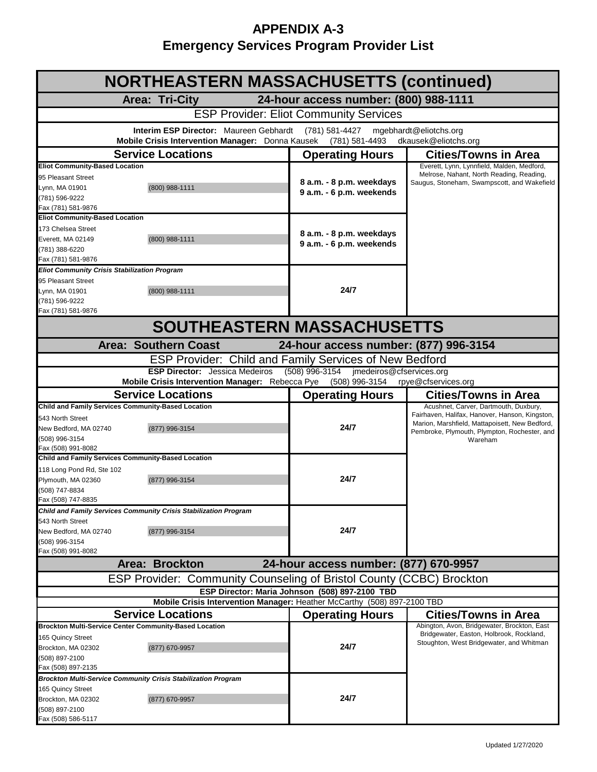# APPENDIX A-3
# Emergency Services Program Provider List

## NORTHEASTERN MASSACHUSETTS (continued)

**Area: Tri-City** — **24-hour access number: (800) 988-1111**

ESP Provider: Eliot Community Services

**Interim ESP Director:** Maureen Gebhardt (781) 581-4427 mgebhardt@eliotchs.org
**Mobile Crisis Intervention Manager:** Donna Kausek (781) 581-4493 dkausek@eliotchs.org

| Service Locations | Operating Hours | Cities/Towns in Area |
|---|---|---|
| **Eliot Community-Based Location**<br>95 Pleasant Street<br>Lynn, MA 01901 (800) 988-1111<br>(781) 596-9222<br>Fax (781) 581-9876 | **8 a.m. - 8 p.m. weekdays**<br>**9 a.m. - 6 p.m. weekends** | Everett, Lynn, Lynnfield, Malden, Medford, Melrose, Nahant, North Reading, Reading, Saugus, Stoneham, Swampscott, and Wakefield |
| **Eliot Community-Based Location**<br>173 Chelsea Street<br>Everett, MA 02149 (800) 988-1111<br>(781) 388-6220<br>Fax (781) 581-9876 | **8 a.m. - 8 p.m. weekdays**<br>**9 a.m. - 6 p.m. weekends** | |
| ***Eliot Community Crisis Stabilization Program***<br>95 Pleasant Street<br>Lynn, MA 01901 (800) 988-1111<br>(781) 596-9222<br>Fax (781) 581-9876 | **24/7** | |

## SOUTHEASTERN MASSACHUSETTS

**Area: Southern Coast** — **24-hour access number: (877) 996-3154**

ESP Provider: Child and Family Services of New Bedford

**ESP Director:** Jessica Medeiros (508) 996-3154 jmedeiros@cfservices.org
**Mobile Crisis Intervention Manager:** Rebecca Pye (508) 996-3154 rpye@cfservices.org

| Service Locations | Operating Hours | Cities/Towns in Area |
|---|---|---|
| **Child and Family Services Community-Based Location**<br>543 North Street<br>New Bedford, MA 02740 (877) 996-3154<br>(508) 996-3154<br>Fax (508) 991-8082 | **24/7** | Acushnet, Carver, Dartmouth, Duxbury, Fairhaven, Halifax, Hanover, Hanson, Kingston, Marion, Marshfield, Mattapoisett, New Bedford, Pembroke, Plymouth, Plympton, Rochester, and Wareham |
| **Child and Family Services Community-Based Location**<br>118 Long Pond Rd, Ste 102<br>Plymouth, MA 02360 (877) 996-3154<br>(508) 747-8834<br>Fax (508) 747-8835 | **24/7** | |
| ***Child and Family Services Community Crisis Stabilization Program***<br>543 North Street<br>New Bedford, MA 02740 (877) 996-3154<br>(508) 996-3154<br>Fax (508) 991-8082 | **24/7** | |

**Area: Brockton** — **24-hour access number: (877) 670-9957**

ESP Provider: Community Counseling of Bristol County (CCBC) Brockton

**ESP Director: Maria Johnson (508) 897-2100 TBD**
**Mobile Crisis Intervention Manager:** Heather McCarthy (508) 897-2100 TBD

| Service Locations | Operating Hours | Cities/Towns in Area |
|---|---|---|
| **Brockton Multi-Service Center Community-Based Location**<br>165 Quincy Street<br>Brockton, MA 02302 (877) 670-9957<br>(508) 897-2100<br>Fax (508) 897-2135 | **24/7** | Abington, Avon, Bridgewater, Brockton, East Bridgewater, Easton, Holbrook, Rockland, Stoughton, West Bridgewater, and Whitman |
| ***Brockton Multi-Service Community Crisis Stabilization Program***<br>165 Quincy Street<br>Brockton, MA 02302 (877) 670-9957<br>(508) 897-2100<br>Fax (508) 586-5117 | **24/7** | |

Updated 1/27/2020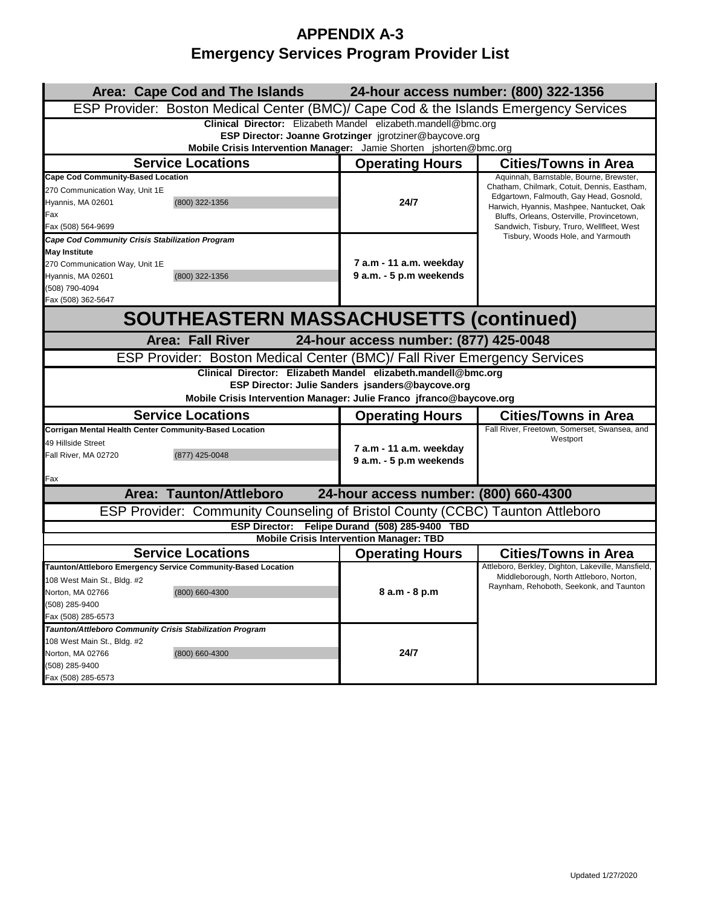# APPENDIX A-3
# Emergency Services Program Provider List

| Service Locations | Operating Hours | Cities/Towns in Area |
|---|---|---|
| **Area: Cape Cod and The Islands — 24-hour access number: (800) 322-1356** | | |
| ESP Provider: Boston Medical Center (BMC)/ Cape Cod & the Islands Emergency Services | | |
| **Clinical Director:** Elizabeth Mandel elizabeth.mandell@bmc.org<br>**ESP Director: Joanne Grotzinger** jgrotziner@baycove.org<br>**Mobile Crisis Intervention Manager:** Jamie Shorten jshorten@bmc.org | | |
| **Cape Cod Community-Based Location**<br>270 Communication Way, Unit 1E<br>Hyannis, MA 02601 (800) 322-1356<br>Fax<br>Fax (508) 564-9699 | **24/7** | Aquinnah, Barnstable, Bourne, Brewster, Chatham, Chilmark, Cotuit, Dennis, Eastham, Edgartown, Falmouth, Gay Head, Gosnold, Harwich, Hyannis, Mashpee, Nantucket, Oak Bluffs, Orleans, Osterville, Provincetown, Sandwich, Tisbury, Truro, Wellfleet, West Tisbury, Woods Hole, and Yarmouth |
| ***Cape Cod Community Crisis Stabilization Program***<br>**May Institute**<br>270 Communication Way, Unit 1E<br>Hyannis, MA 02601 (800) 322-1356<br>(508) 790-4094<br>Fax (508) 362-5647 | **7 a.m - 11 a.m. weekday**<br>**9 a.m. - 5 p.m weekends** | |

## SOUTHEASTERN MASSACHUSETTS (continued)

| Service Locations | Operating Hours | Cities/Towns in Area |
|---|---|---|
| **Area: Fall River — 24-hour access number: (877) 425-0048** | | |
| ESP Provider: Boston Medical Center (BMC)/ Fall River Emergency Services | | |
| **Clinical Director: Elizabeth Mandel elizabeth.mandell@bmc.org**<br>**ESP Director: Julie Sanders jsanders@baycove.org**<br>**Mobile Crisis Intervention Manager: Julie Franco jfranco@baycove.org** | | |
| **Corrigan Mental Health Center Community-Based Location**<br>49 Hillside Street<br>Fall River, MA 02720 (877) 425-0048<br>Fax | **7 a.m - 11 a.m. weekday**<br>**9 a.m. - 5 p.m weekends** | Fall River, Freetown, Somerset, Swansea, and Westport |
| **Area: Taunton/Attleboro — 24-hour access number: (800) 660-4300** | | |
| ESP Provider: Community Counseling of Bristol County (CCBC) Taunton Attleboro | | |
| **ESP Director: Felipe Durand (508) 285-9400 TBD**<br>**Mobile Crisis Intervention Manager: TBD** | | |
| **Taunton/Attleboro Emergency Service Community-Based Location**<br>108 West Main St., Bldg. #2<br>Norton, MA 02766 (800) 660-4300<br>(508) 285-9400<br>Fax (508) 285-6573 | **8 a.m - 8 p.m** | Attleboro, Berkley, Dighton, Lakeville, Mansfield, Middleborough, North Attleboro, Norton, Raynham, Rehoboth, Seekonk, and Taunton |
| ***Taunton/Attleboro Community Crisis Stabilization Program***<br>108 West Main St., Bldg. #2<br>Norton, MA 02766 (800) 660-4300<br>(508) 285-9400<br>Fax (508) 285-6573 | **24/7** | |

Updated 1/27/2020